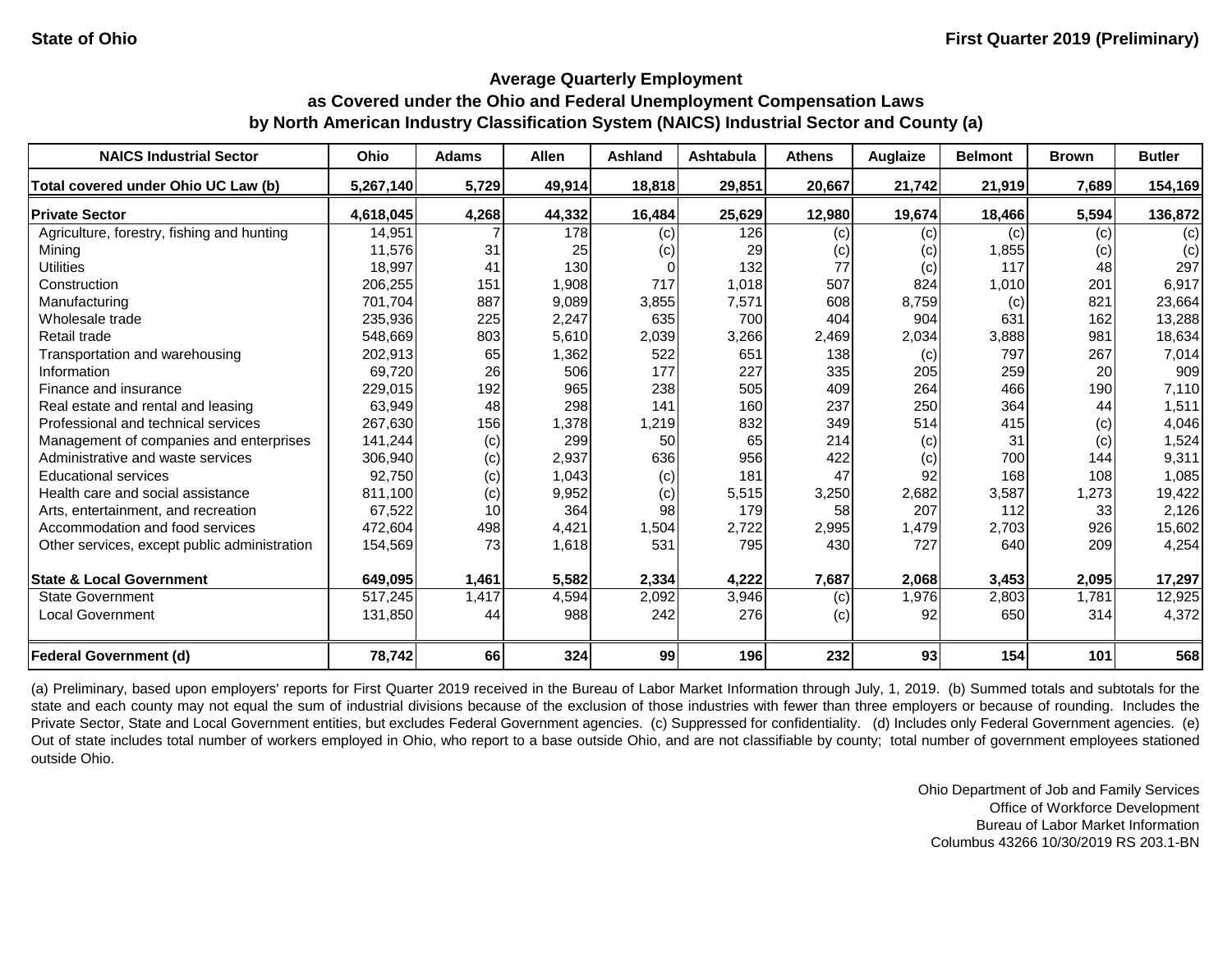State of Ohio

First Quarter 2019 (Preliminary)

## Average Quarterly Employment as Covered under the Ohio and Federal Unemployment Compensation Laws by North American Industry Classification System (NAICS) Industrial Sector and County (a)

| NAICS Industrial Sector | Ohio | Adams | Allen | Ashland | Ashtabula | Athens | Auglaize | Belmont | Brown | Butler |
|---|---|---|---|---|---|---|---|---|---|---|
| **Total covered under Ohio UC Law (b)** | **5,267,140** | **5,729** | **49,914** | **18,818** | **29,851** | **20,667** | **21,742** | **21,919** | **7,689** | **154,169** |
| **Private Sector** | **4,618,045** | **4,268** | **44,332** | **16,484** | **25,629** | **12,980** | **19,674** | **18,466** | **5,594** | **136,872** |
| Agriculture, forestry, fishing and hunting | 14,951 | 7 | 178 | (c) | 126 | (c) | (c) | (c) | (c) | (c) |
| Mining | 11,576 | 31 | 25 | (c) | 29 | (c) | (c) | 1,855 | (c) | (c) |
| Utilities | 18,997 | 41 | 130 | 0 | 132 | 77 | (c) | 117 | 48 | 297 |
| Construction | 206,255 | 151 | 1,908 | 717 | 1,018 | 507 | 824 | 1,010 | 201 | 6,917 |
| Manufacturing | 701,704 | 887 | 9,089 | 3,855 | 7,571 | 608 | 8,759 | (c) | 821 | 23,664 |
| Wholesale trade | 235,936 | 225 | 2,247 | 635 | 700 | 404 | 904 | 631 | 162 | 13,288 |
| Retail trade | 548,669 | 803 | 5,610 | 2,039 | 3,266 | 2,469 | 2,034 | 3,888 | 981 | 18,634 |
| Transportation and warehousing | 202,913 | 65 | 1,362 | 522 | 651 | 138 | (c) | 797 | 267 | 7,014 |
| Information | 69,720 | 26 | 506 | 177 | 227 | 335 | 205 | 259 | 20 | 909 |
| Finance and insurance | 229,015 | 192 | 965 | 238 | 505 | 409 | 264 | 466 | 190 | 7,110 |
| Real estate and rental and leasing | 63,949 | 48 | 298 | 141 | 160 | 237 | 250 | 364 | 44 | 1,511 |
| Professional and technical services | 267,630 | 156 | 1,378 | 1,219 | 832 | 349 | 514 | 415 | (c) | 4,046 |
| Management of companies and enterprises | 141,244 | (c) | 299 | 50 | 65 | 214 | (c) | 31 | (c) | 1,524 |
| Administrative and waste services | 306,940 | (c) | 2,937 | 636 | 956 | 422 | (c) | 700 | 144 | 9,311 |
| Educational services | 92,750 | (c) | 1,043 | (c) | 181 | 47 | 92 | 168 | 108 | 1,085 |
| Health care and social assistance | 811,100 | (c) | 9,952 | (c) | 5,515 | 3,250 | 2,682 | 3,587 | 1,273 | 19,422 |
| Arts, entertainment, and recreation | 67,522 | 10 | 364 | 98 | 179 | 58 | 207 | 112 | 33 | 2,126 |
| Accommodation and food services | 472,604 | 498 | 4,421 | 1,504 | 2,722 | 2,995 | 1,479 | 2,703 | 926 | 15,602 |
| Other services, except public administration | 154,569 | 73 | 1,618 | 531 | 795 | 430 | 727 | 640 | 209 | 4,254 |
| **State & Local Government** | **649,095** | **1,461** | **5,582** | **2,334** | **4,222** | **7,687** | **2,068** | **3,453** | **2,095** | **17,297** |
| State Government | 517,245 | 1,417 | 4,594 | 2,092 | 3,946 | (c) | 1,976 | 2,803 | 1,781 | 12,925 |
| Local Government | 131,850 | 44 | 988 | 242 | 276 | (c) | 92 | 650 | 314 | 4,372 |
| **Federal Government (d)** | **78,742** | **66** | **324** | **99** | **196** | **232** | **93** | **154** | **101** | **568** |

(a) Preliminary, based upon employers' reports for First Quarter 2019 received in the Bureau of Labor Market Information through July, 1, 2019. (b) Summed totals and subtotals for the state and each county may not equal the sum of industrial divisions because of the exclusion of those industries with fewer than three employers or because of rounding. Includes the Private Sector, State and Local Government entities, but excludes Federal Government agencies. (c) Suppressed for confidentiality. (d) Includes only Federal Government agencies. (e) Out of state includes total number of workers employed in Ohio, who report to a base outside Ohio, and are not classifiable by county; total number of government employees stationed outside Ohio.

Ohio Department of Job and Family Services
Office of Workforce Development
Bureau of Labor Market Information
Columbus 43266 10/30/2019 RS 203.1-BN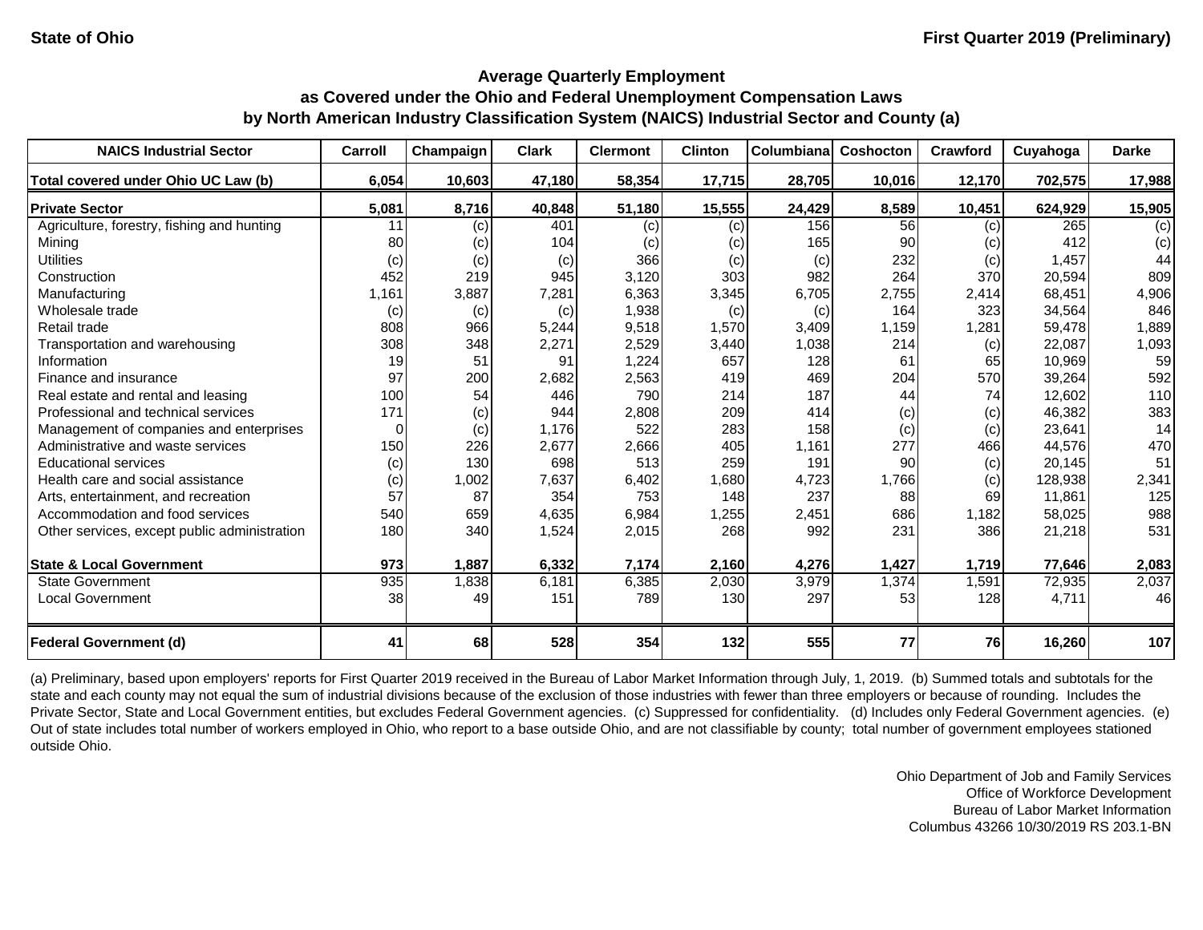State of Ohio

First Quarter 2019 (Preliminary)

## Average Quarterly Employment
## as Covered under the Ohio and Federal Unemployment Compensation Laws
## by North American Industry Classification System (NAICS) Industrial Sector and County (a)

| NAICS Industrial Sector | Carroll | Champaign | Clark | Clermont | Clinton | Columbiana | Coshocton | Crawford | Cuyahoga | Darke |
|---|---|---|---|---|---|---|---|---|---|---|
| **Total covered under Ohio UC Law (b)** | **6,054** | **10,603** | **47,180** | **58,354** | **17,715** | **28,705** | **10,016** | **12,170** | **702,575** | **17,988** |
| **Private Sector** | **5,081** | **8,716** | **40,848** | **51,180** | **15,555** | **24,429** | **8,589** | **10,451** | **624,929** | **15,905** |
| Agriculture, forestry, fishing and hunting | 11 | (c) | 401 | (c) | (c) | 156 | 56 | (c) | 265 | (c) |
| Mining | 80 | (c) | 104 | (c) | (c) | 165 | 90 | (c) | 412 | (c) |
| Utilities | (c) | (c) | (c) | 366 | (c) | (c) | 232 | (c) | 1,457 | 44 |
| Construction | 452 | 219 | 945 | 3,120 | 303 | 982 | 264 | 370 | 20,594 | 809 |
| Manufacturing | 1,161 | 3,887 | 7,281 | 6,363 | 3,345 | 6,705 | 2,755 | 2,414 | 68,451 | 4,906 |
| Wholesale trade | (c) | (c) | (c) | 1,938 | (c) | (c) | 164 | 323 | 34,564 | 846 |
| Retail trade | 808 | 966 | 5,244 | 9,518 | 1,570 | 3,409 | 1,159 | 1,281 | 59,478 | 1,889 |
| Transportation and warehousing | 308 | 348 | 2,271 | 2,529 | 3,440 | 1,038 | 214 | (c) | 22,087 | 1,093 |
| Information | 19 | 51 | 91 | 1,224 | 657 | 128 | 61 | 65 | 10,969 | 59 |
| Finance and insurance | 97 | 200 | 2,682 | 2,563 | 419 | 469 | 204 | 570 | 39,264 | 592 |
| Real estate and rental and leasing | 100 | 54 | 446 | 790 | 214 | 187 | 44 | 74 | 12,602 | 110 |
| Professional and technical services | 171 | (c) | 944 | 2,808 | 209 | 414 | (c) | (c) | 46,382 | 383 |
| Management of companies and enterprises | 0 | (c) | 1,176 | 522 | 283 | 158 | (c) | (c) | 23,641 | 14 |
| Administrative and waste services | 150 | 226 | 2,677 | 2,666 | 405 | 1,161 | 277 | 466 | 44,576 | 470 |
| Educational services | (c) | 130 | 698 | 513 | 259 | 191 | 90 | (c) | 20,145 | 51 |
| Health care and social assistance | (c) | 1,002 | 7,637 | 6,402 | 1,680 | 4,723 | 1,766 | (c) | 128,938 | 2,341 |
| Arts, entertainment, and recreation | 57 | 87 | 354 | 753 | 148 | 237 | 88 | 69 | 11,861 | 125 |
| Accommodation and food services | 540 | 659 | 4,635 | 6,984 | 1,255 | 2,451 | 686 | 1,182 | 58,025 | 988 |
| Other services, except public administration | 180 | 340 | 1,524 | 2,015 | 268 | 992 | 231 | 386 | 21,218 | 531 |
| **State & Local Government** | **973** | **1,887** | **6,332** | **7,174** | **2,160** | **4,276** | **1,427** | **1,719** | **77,646** | **2,083** |
| State Government | 935 | 1,838 | 6,181 | 6,385 | 2,030 | 3,979 | 1,374 | 1,591 | 72,935 | 2,037 |
| Local Government | 38 | 49 | 151 | 789 | 130 | 297 | 53 | 128 | 4,711 | 46 |
| **Federal Government (d)** | **41** | **68** | **528** | **354** | **132** | **555** | **77** | **76** | **16,260** | **107** |

(a) Preliminary, based upon employers' reports for First Quarter 2019 received in the Bureau of Labor Market Information through July, 1, 2019. (b) Summed totals and subtotals for the state and each county may not equal the sum of industrial divisions because of the exclusion of those industries with fewer than three employers or because of rounding. Includes the Private Sector, State and Local Government entities, but excludes Federal Government agencies. (c) Suppressed for confidentiality. (d) Includes only Federal Government agencies. (e) Out of state includes total number of workers employed in Ohio, who report to a base outside Ohio, and are not classifiable by county; total number of government employees stationed outside Ohio.

Ohio Department of Job and Family Services
Office of Workforce Development
Bureau of Labor Market Information
Columbus 43266 10/30/2019 RS 203.1-BN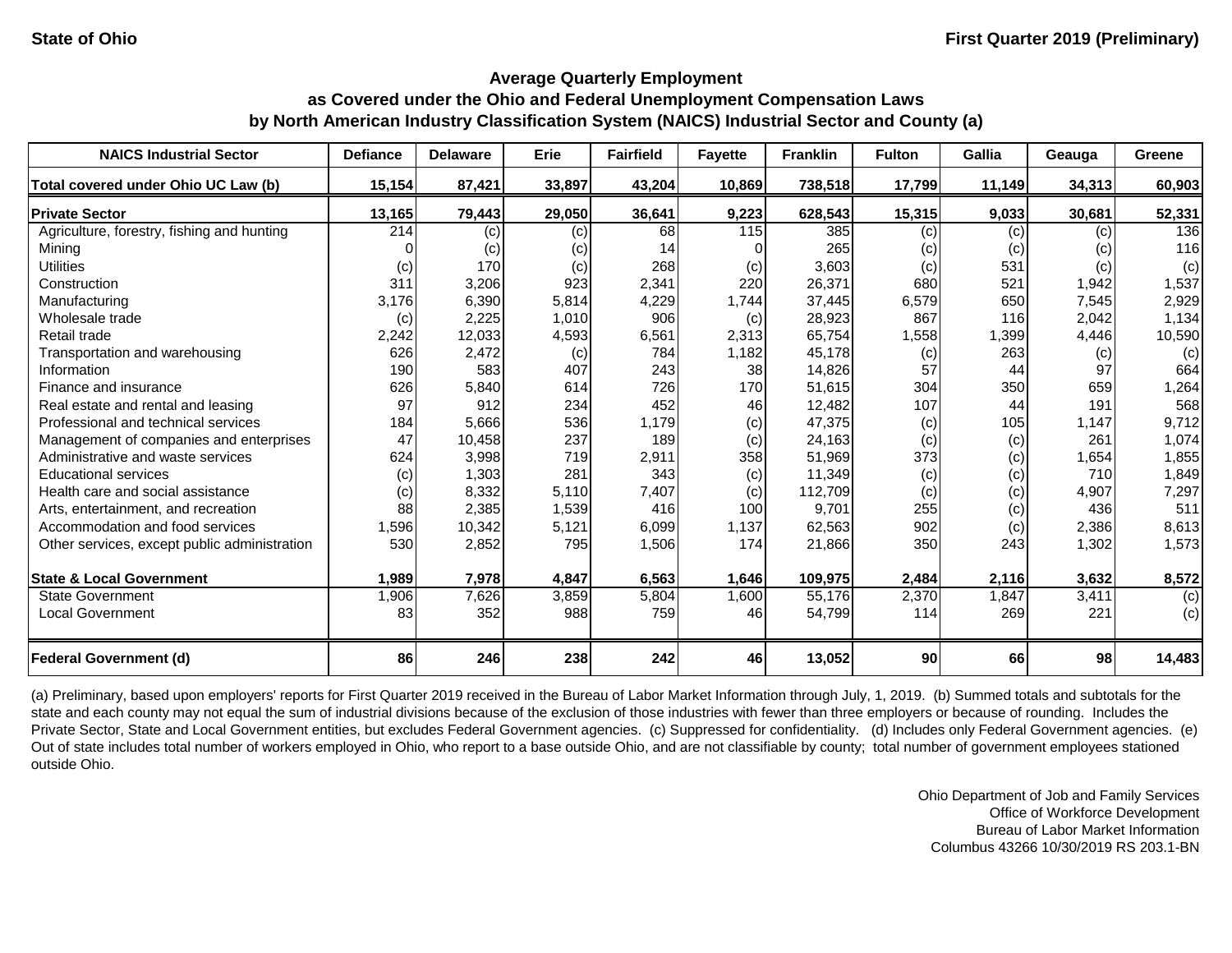State of Ohio

First Quarter 2019 (Preliminary)

## Average Quarterly Employment as Covered under the Ohio and Federal Unemployment Compensation Laws by North American Industry Classification System (NAICS) Industrial Sector and County (a)

| NAICS Industrial Sector | Defiance | Delaware | Erie | Fairfield | Fayette | Franklin | Fulton | Gallia | Geauga | Greene |
|---|---|---|---|---|---|---|---|---|---|---|
| **Total covered under Ohio UC Law (b)** | **15,154** | **87,421** | **33,897** | **43,204** | **10,869** | **738,518** | **17,799** | **11,149** | **34,313** | **60,903** |
| **Private Sector** | **13,165** | **79,443** | **29,050** | **36,641** | **9,223** | **628,543** | **15,315** | **9,033** | **30,681** | **52,331** |
| Agriculture, forestry, fishing and hunting | 214 | (c) | (c) | 68 | 115 | 385 | (c) | (c) | (c) | 136 |
| Mining | 0 | (c) | (c) | 14 | 0 | 265 | (c) | (c) | (c) | 116 |
| Utilities | (c) | 170 | (c) | 268 | (c) | 3,603 | (c) | 531 | (c) | (c) |
| Construction | 311 | 3,206 | 923 | 2,341 | 220 | 26,371 | 680 | 521 | 1,942 | 1,537 |
| Manufacturing | 3,176 | 6,390 | 5,814 | 4,229 | 1,744 | 37,445 | 6,579 | 650 | 7,545 | 2,929 |
| Wholesale trade | (c) | 2,225 | 1,010 | 906 | (c) | 28,923 | 867 | 116 | 2,042 | 1,134 |
| Retail trade | 2,242 | 12,033 | 4,593 | 6,561 | 2,313 | 65,754 | 1,558 | 1,399 | 4,446 | 10,590 |
| Transportation and warehousing | 626 | 2,472 | (c) | 784 | 1,182 | 45,178 | (c) | 263 | (c) | (c) |
| Information | 190 | 583 | 407 | 243 | 38 | 14,826 | 57 | 44 | 97 | 664 |
| Finance and insurance | 626 | 5,840 | 614 | 726 | 170 | 51,615 | 304 | 350 | 659 | 1,264 |
| Real estate and rental and leasing | 97 | 912 | 234 | 452 | 46 | 12,482 | 107 | 44 | 191 | 568 |
| Professional and technical services | 184 | 5,666 | 536 | 1,179 | (c) | 47,375 | (c) | 105 | 1,147 | 9,712 |
| Management of companies and enterprises | 47 | 10,458 | 237 | 189 | (c) | 24,163 | (c) | (c) | 261 | 1,074 |
| Administrative and waste services | 624 | 3,998 | 719 | 2,911 | 358 | 51,969 | 373 | (c) | 1,654 | 1,855 |
| Educational services | (c) | 1,303 | 281 | 343 | (c) | 11,349 | (c) | (c) | 710 | 1,849 |
| Health care and social assistance | (c) | 8,332 | 5,110 | 7,407 | (c) | 112,709 | (c) | (c) | 4,907 | 7,297 |
| Arts, entertainment, and recreation | 88 | 2,385 | 1,539 | 416 | 100 | 9,701 | 255 | (c) | 436 | 511 |
| Accommodation and food services | 1,596 | 10,342 | 5,121 | 6,099 | 1,137 | 62,563 | 902 | (c) | 2,386 | 8,613 |
| Other services, except public administration | 530 | 2,852 | 795 | 1,506 | 174 | 21,866 | 350 | 243 | 1,302 | 1,573 |
| **State & Local Government** | **1,989** | **7,978** | **4,847** | **6,563** | **1,646** | **109,975** | **2,484** | **2,116** | **3,632** | **8,572** |
| State Government | 1,906 | 7,626 | 3,859 | 5,804 | 1,600 | 55,176 | 2,370 | 1,847 | 3,411 | (c) |
| Local Government | 83 | 352 | 988 | 759 | 46 | 54,799 | 114 | 269 | 221 | (c) |
| **Federal Government (d)** | **86** | **246** | **238** | **242** | **46** | **13,052** | **90** | **66** | **98** | **14,483** |

(a) Preliminary, based upon employers' reports for First Quarter 2019 received in the Bureau of Labor Market Information through July, 1, 2019. (b) Summed totals and subtotals for the state and each county may not equal the sum of industrial divisions because of the exclusion of those industries with fewer than three employers or because of rounding. Includes the Private Sector, State and Local Government entities, but excludes Federal Government agencies. (c) Suppressed for confidentiality. (d) Includes only Federal Government agencies. (e) Out of state includes total number of workers employed in Ohio, who report to a base outside Ohio, and are not classifiable by county; total number of government employees stationed outside Ohio.

Ohio Department of Job and Family Services
Office of Workforce Development
Bureau of Labor Market Information
Columbus 43266 10/30/2019 RS 203.1-BN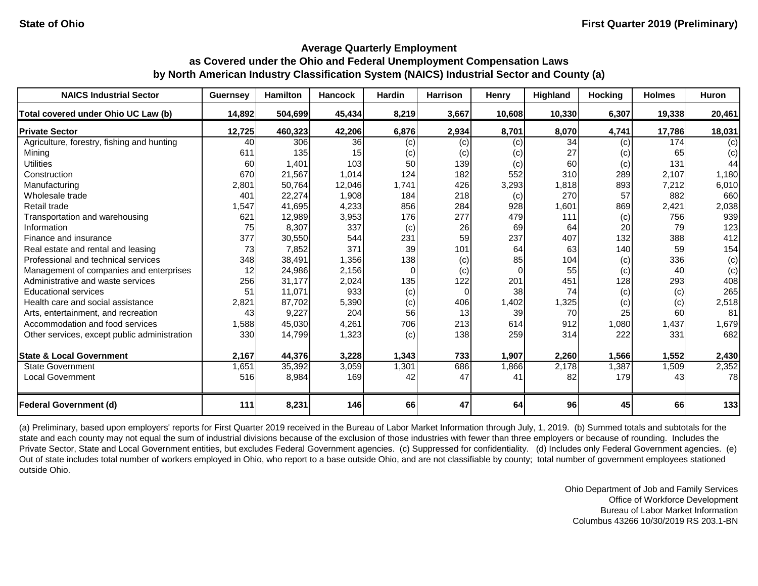State of Ohio | First Quarter 2019 (Preliminary)

## Average Quarterly Employment as Covered under the Ohio and Federal Unemployment Compensation Laws by North American Industry Classification System (NAICS) Industrial Sector and County (a)

| NAICS Industrial Sector | Guernsey | Hamilton | Hancock | Hardin | Harrison | Henry | Highland | Hocking | Holmes | Huron |
|---|---|---|---|---|---|---|---|---|---|---|
| **Total covered under Ohio UC Law (b)** | **14,892** | **504,699** | **45,434** | **8,219** | **3,667** | **10,608** | **10,330** | **6,307** | **19,338** | **20,461** |
| **Private Sector** | **12,725** | **460,323** | **42,206** | **6,876** | **2,934** | **8,701** | **8,070** | **4,741** | **17,786** | **18,031** |
| Agriculture, forestry, fishing and hunting | 40 | 306 | 36 | (c) | (c) | (c) | 34 | (c) | 174 | (c) |
| Mining | 611 | 135 | 15 | (c) | (c) | (c) | 27 | (c) | 65 | (c) |
| Utilities | 60 | 1,401 | 103 | 50 | 139 | (c) | 60 | (c) | 131 | 44 |
| Construction | 670 | 21,567 | 1,014 | 124 | 182 | 552 | 310 | 289 | 2,107 | 1,180 |
| Manufacturing | 2,801 | 50,764 | 12,046 | 1,741 | 426 | 3,293 | 1,818 | 893 | 7,212 | 6,010 |
| Wholesale trade | 401 | 22,274 | 1,908 | 184 | 218 | (c) | 270 | 57 | 882 | 660 |
| Retail trade | 1,547 | 41,695 | 4,233 | 856 | 284 | 928 | 1,601 | 869 | 2,421 | 2,038 |
| Transportation and warehousing | 621 | 12,989 | 3,953 | 176 | 277 | 479 | 111 | (c) | 756 | 939 |
| Information | 75 | 8,307 | 337 | (c) | 26 | 69 | 64 | 20 | 79 | 123 |
| Finance and insurance | 377 | 30,550 | 544 | 231 | 59 | 237 | 407 | 132 | 388 | 412 |
| Real estate and rental and leasing | 73 | 7,852 | 371 | 39 | 101 | 64 | 63 | 140 | 59 | 154 |
| Professional and technical services | 348 | 38,491 | 1,356 | 138 | (c) | 85 | 104 | (c) | 336 | (c) |
| Management of companies and enterprises | 12 | 24,986 | 2,156 | 0 | (c) | 0 | 55 | (c) | 40 | (c) |
| Administrative and waste services | 256 | 31,177 | 2,024 | 135 | 122 | 201 | 451 | 128 | 293 | 408 |
| Educational services | 51 | 11,071 | 933 | (c) | 0 | 38 | 74 | (c) | (c) | 265 |
| Health care and social assistance | 2,821 | 87,702 | 5,390 | (c) | 406 | 1,402 | 1,325 | (c) | (c) | 2,518 |
| Arts, entertainment, and recreation | 43 | 9,227 | 204 | 56 | 13 | 39 | 70 | 25 | 60 | 81 |
| Accommodation and food services | 1,588 | 45,030 | 4,261 | 706 | 213 | 614 | 912 | 1,080 | 1,437 | 1,679 |
| Other services, except public administration | 330 | 14,799 | 1,323 | (c) | 138 | 259 | 314 | 222 | 331 | 682 |
| **State & Local Government** | **2,167** | **44,376** | **3,228** | **1,343** | **733** | **1,907** | **2,260** | **1,566** | **1,552** | **2,430** |
| State Government | 1,651 | 35,392 | 3,059 | 1,301 | 686 | 1,866 | 2,178 | 1,387 | 1,509 | 2,352 |
| Local Government | 516 | 8,984 | 169 | 42 | 47 | 41 | 82 | 179 | 43 | 78 |
| **Federal Government (d)** | **111** | **8,231** | **146** | **66** | **47** | **64** | **96** | **45** | **66** | **133** |

(a) Preliminary, based upon employers' reports for First Quarter 2019 received in the Bureau of Labor Market Information through July, 1, 2019. (b) Summed totals and subtotals for the state and each county may not equal the sum of industrial divisions because of the exclusion of those industries with fewer than three employers or because of rounding. Includes the Private Sector, State and Local Government entities, but excludes Federal Government agencies. (c) Suppressed for confidentiality. (d) Includes only Federal Government agencies. (e) Out of state includes total number of workers employed in Ohio, who report to a base outside Ohio, and are not classifiable by county; total number of government employees stationed outside Ohio.

Ohio Department of Job and Family Services
Office of Workforce Development
Bureau of Labor Market Information
Columbus 43266 10/30/2019 RS 203.1-BN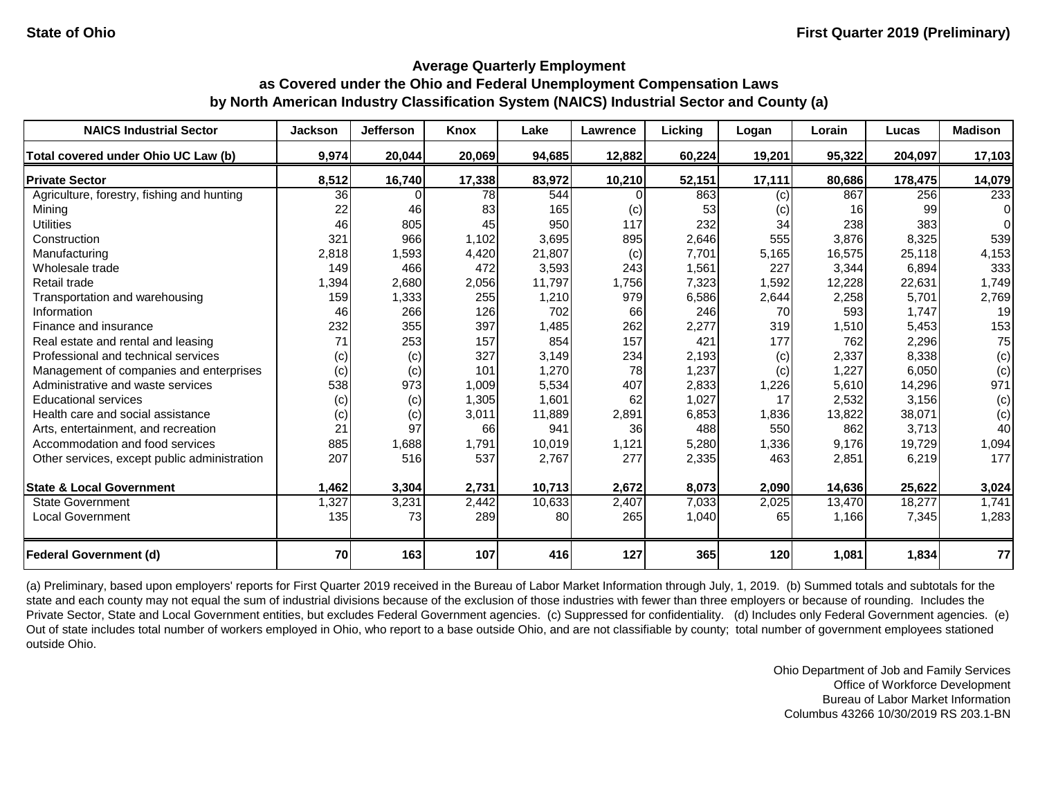State of Ohio

First Quarter 2019 (Preliminary)

## Average Quarterly Employment as Covered under the Ohio and Federal Unemployment Compensation Laws by North American Industry Classification System (NAICS) Industrial Sector and County (a)

| NAICS Industrial Sector | Jackson | Jefferson | Knox | Lake | Lawrence | Licking | Logan | Lorain | Lucas | Madison |
|---|---|---|---|---|---|---|---|---|---|---|
| **Total covered under Ohio UC Law (b)** | **9,974** | **20,044** | **20,069** | **94,685** | **12,882** | **60,224** | **19,201** | **95,322** | **204,097** | **17,103** |
| **Private Sector** | **8,512** | **16,740** | **17,338** | **83,972** | **10,210** | **52,151** | **17,111** | **80,686** | **178,475** | **14,079** |
| Agriculture, forestry, fishing and hunting | 36 | 0 | 78 | 544 | 0 | 863 | (c) | 867 | 256 | 233 |
| Mining | 22 | 46 | 83 | 165 | (c) | 53 | (c) | 16 | 99 | 0 |
| Utilities | 46 | 805 | 45 | 950 | 117 | 232 | 34 | 238 | 383 | 0 |
| Construction | 321 | 966 | 1,102 | 3,695 | 895 | 2,646 | 555 | 3,876 | 8,325 | 539 |
| Manufacturing | 2,818 | 1,593 | 4,420 | 21,807 | (c) | 7,701 | 5,165 | 16,575 | 25,118 | 4,153 |
| Wholesale trade | 149 | 466 | 472 | 3,593 | 243 | 1,561 | 227 | 3,344 | 6,894 | 333 |
| Retail trade | 1,394 | 2,680 | 2,056 | 11,797 | 1,756 | 7,323 | 1,592 | 12,228 | 22,631 | 1,749 |
| Transportation and warehousing | 159 | 1,333 | 255 | 1,210 | 979 | 6,586 | 2,644 | 2,258 | 5,701 | 2,769 |
| Information | 46 | 266 | 126 | 702 | 66 | 246 | 70 | 593 | 1,747 | 19 |
| Finance and insurance | 232 | 355 | 397 | 1,485 | 262 | 2,277 | 319 | 1,510 | 5,453 | 153 |
| Real estate and rental and leasing | 71 | 253 | 157 | 854 | 157 | 421 | 177 | 762 | 2,296 | 75 |
| Professional and technical services | (c) | (c) | 327 | 3,149 | 234 | 2,193 | (c) | 2,337 | 8,338 | (c) |
| Management of companies and enterprises | (c) | (c) | 101 | 1,270 | 78 | 1,237 | (c) | 1,227 | 6,050 | (c) |
| Administrative and waste services | 538 | 973 | 1,009 | 5,534 | 407 | 2,833 | 1,226 | 5,610 | 14,296 | 971 |
| Educational services | (c) | (c) | 1,305 | 1,601 | 62 | 1,027 | 17 | 2,532 | 3,156 | (c) |
| Health care and social assistance | (c) | (c) | 3,011 | 11,889 | 2,891 | 6,853 | 1,836 | 13,822 | 38,071 | (c) |
| Arts, entertainment, and recreation | 21 | 97 | 66 | 941 | 36 | 488 | 550 | 862 | 3,713 | 40 |
| Accommodation and food services | 885 | 1,688 | 1,791 | 10,019 | 1,121 | 5,280 | 1,336 | 9,176 | 19,729 | 1,094 |
| Other services, except public administration | 207 | 516 | 537 | 2,767 | 277 | 2,335 | 463 | 2,851 | 6,219 | 177 |
| **State & Local Government** | **1,462** | **3,304** | **2,731** | **10,713** | **2,672** | **8,073** | **2,090** | **14,636** | **25,622** | **3,024** |
| State Government | 1,327 | 3,231 | 2,442 | 10,633 | 2,407 | 7,033 | 2,025 | 13,470 | 18,277 | 1,741 |
| Local Government | 135 | 73 | 289 | 80 | 265 | 1,040 | 65 | 1,166 | 7,345 | 1,283 |
| **Federal Government (d)** | **70** | **163** | **107** | **416** | **127** | **365** | **120** | **1,081** | **1,834** | **77** |

(a) Preliminary, based upon employers' reports for First Quarter 2019 received in the Bureau of Labor Market Information through July, 1, 2019. (b) Summed totals and subtotals for the state and each county may not equal the sum of industrial divisions because of the exclusion of those industries with fewer than three employers or because of rounding. Includes the Private Sector, State and Local Government entities, but excludes Federal Government agencies. (c) Suppressed for confidentiality. (d) Includes only Federal Government agencies. (e) Out of state includes total number of workers employed in Ohio, who report to a base outside Ohio, and are not classifiable by county; total number of government employees stationed outside Ohio.

Ohio Department of Job and Family Services
Office of Workforce Development
Bureau of Labor Market Information
Columbus 43266 10/30/2019 RS 203.1-BN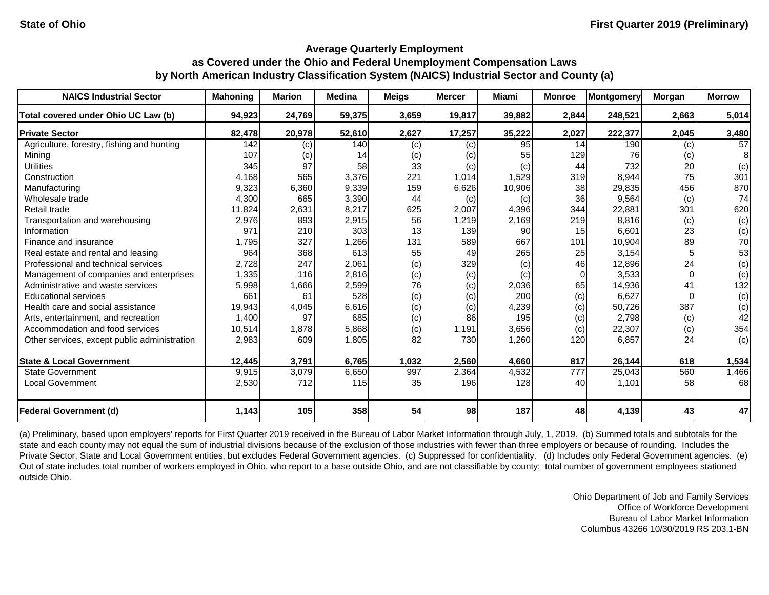State of Ohio

First Quarter 2019 (Preliminary)

## Average Quarterly Employment as Covered under the Ohio and Federal Unemployment Compensation Laws by North American Industry Classification System (NAICS) Industrial Sector and County (a)

| NAICS Industrial Sector | Mahoning | Marion | Medina | Meigs | Mercer | Miami | Monroe | Montgomery | Morgan | Morrow |
|---|---|---|---|---|---|---|---|---|---|---|
| **Total covered under Ohio UC Law (b)** | **94,923** | **24,769** | **59,375** | **3,659** | **19,817** | **39,882** | **2,844** | **248,521** | **2,663** | **5,014** |
| **Private Sector** | **82,478** | **20,978** | **52,610** | **2,627** | **17,257** | **35,222** | **2,027** | **222,377** | **2,045** | **3,480** |
| Agriculture, forestry, fishing and hunting | 142 | (c) | 140 | (c) | (c) | 95 | 14 | 190 | (c) | 57 |
| Mining | 107 | (c) | 14 | (c) | (c) | 55 | 129 | 76 | (c) | 8 |
| Utilities | 345 | 97 | 58 | 33 | (c) | (c) | 44 | 732 | 20 | (c) |
| Construction | 4,168 | 565 | 3,376 | 221 | 1,014 | 1,529 | 319 | 8,944 | 75 | 301 |
| Manufacturing | 9,323 | 6,360 | 9,339 | 159 | 6,626 | 10,906 | 38 | 29,835 | 456 | 870 |
| Wholesale trade | 4,300 | 665 | 3,390 | 44 | (c) | (c) | 36 | 9,564 | (c) | 74 |
| Retail trade | 11,824 | 2,631 | 8,217 | 625 | 2,007 | 4,396 | 344 | 22,881 | 301 | 620 |
| Transportation and warehousing | 2,976 | 893 | 2,915 | 56 | 1,219 | 2,169 | 219 | 8,816 | (c) | (c) |
| Information | 971 | 210 | 303 | 13 | 139 | 90 | 15 | 6,601 | 23 | (c) |
| Finance and insurance | 1,795 | 327 | 1,266 | 131 | 589 | 667 | 101 | 10,904 | 89 | 70 |
| Real estate and rental and leasing | 964 | 368 | 613 | 55 | 49 | 265 | 25 | 3,154 | 5 | 53 |
| Professional and technical services | 2,728 | 247 | 2,061 | (c) | 329 | (c) | 46 | 12,896 | 24 | (c) |
| Management of companies and enterprises | 1,335 | 116 | 2,816 | (c) | (c) | (c) | 0 | 3,533 | 0 | (c) |
| Administrative and waste services | 5,998 | 1,666 | 2,599 | 76 | (c) | 2,036 | 65 | 14,936 | 41 | 132 |
| Educational services | 661 | 61 | 528 | (c) | (c) | 200 | (c) | 6,627 | 0 | (c) |
| Health care and social assistance | 19,943 | 4,045 | 6,616 | (c) | (c) | 4,239 | (c) | 50,726 | 387 | (c) |
| Arts, entertainment, and recreation | 1,400 | 97 | 685 | (c) | 86 | 195 | (c) | 2,798 | (c) | 42 |
| Accommodation and food services | 10,514 | 1,878 | 5,868 | (c) | 1,191 | 3,656 | (c) | 22,307 | (c) | 354 |
| Other services, except public administration | 2,983 | 609 | 1,805 | 82 | 730 | 1,260 | 120 | 6,857 | 24 | (c) |
| **State & Local Government** | **12,445** | **3,791** | **6,765** | **1,032** | **2,560** | **4,660** | **817** | **26,144** | **618** | **1,534** |
| State Government | 9,915 | 3,079 | 6,650 | 997 | 2,364 | 4,532 | 777 | 25,043 | 560 | 1,466 |
| Local Government | 2,530 | 712 | 115 | 35 | 196 | 128 | 40 | 1,101 | 58 | 68 |
| **Federal Government (d)** | **1,143** | **105** | **358** | **54** | **98** | **187** | **48** | **4,139** | **43** | **47** |

(a) Preliminary, based upon employers' reports for First Quarter 2019 received in the Bureau of Labor Market Information through July, 1, 2019. (b) Summed totals and subtotals for the state and each county may not equal the sum of industrial divisions because of the exclusion of those industries with fewer than three employers or because of rounding. Includes the Private Sector, State and Local Government entities, but excludes Federal Government agencies. (c) Suppressed for confidentiality. (d) Includes only Federal Government agencies. (e) Out of state includes total number of workers employed in Ohio, who report to a base outside Ohio, and are not classifiable by county; total number of government employees stationed outside Ohio.

Ohio Department of Job and Family Services
Office of Workforce Development
Bureau of Labor Market Information
Columbus 43266 10/30/2019 RS 203.1-BN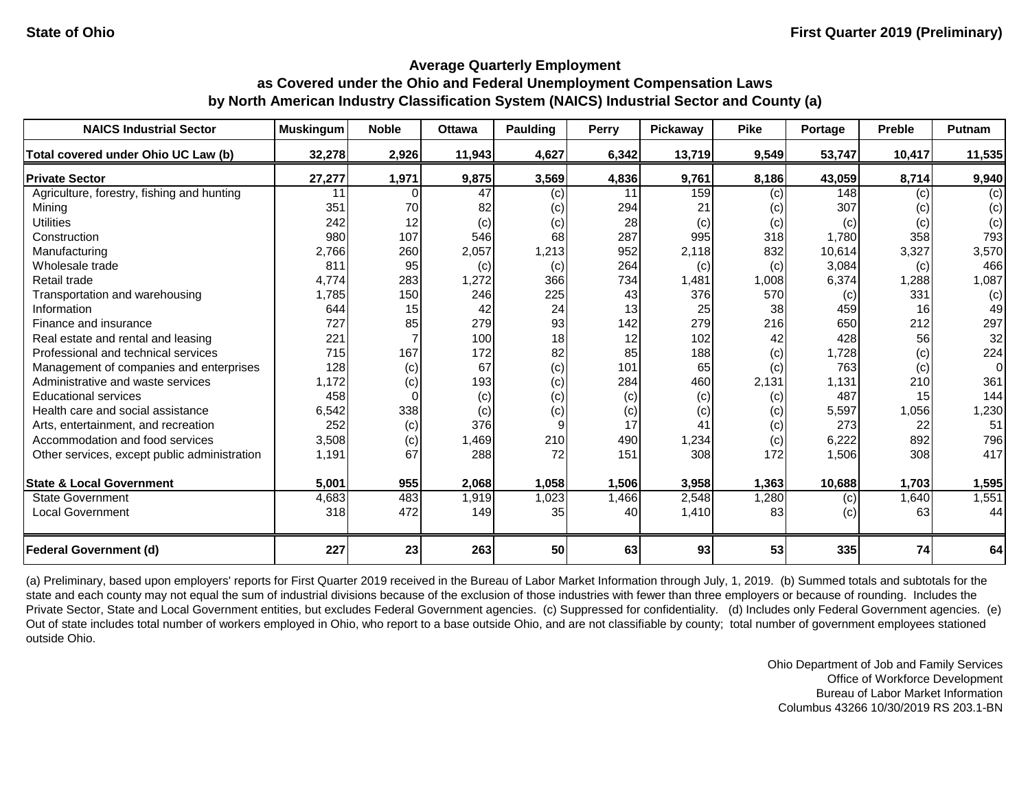State of Ohio

First Quarter 2019 (Preliminary)

## Average Quarterly Employment as Covered under the Ohio and Federal Unemployment Compensation Laws by North American Industry Classification System (NAICS) Industrial Sector and County (a)

| NAICS Industrial Sector | Muskingum | Noble | Ottawa | Paulding | Perry | Pickaway | Pike | Portage | Preble | Putnam |
|---|---|---|---|---|---|---|---|---|---|---|
| **Total covered under Ohio UC Law (b)** | **32,278** | **2,926** | **11,943** | **4,627** | **6,342** | **13,719** | **9,549** | **53,747** | **10,417** | **11,535** |
| **Private Sector** | **27,277** | **1,971** | **9,875** | **3,569** | **4,836** | **9,761** | **8,186** | **43,059** | **8,714** | **9,940** |
| Agriculture, forestry, fishing and hunting | 11 | 0 | 47 | (c) | 11 | 159 | (c) | 148 | (c) | (c) |
| Mining | 351 | 70 | 82 | (c) | 294 | 21 | (c) | 307 | (c) | (c) |
| Utilities | 242 | 12 | (c) | (c) | 28 | (c) | (c) | (c) | (c) | (c) |
| Construction | 980 | 107 | 546 | 68 | 287 | 995 | 318 | 1,780 | 358 | 793 |
| Manufacturing | 2,766 | 260 | 2,057 | 1,213 | 952 | 2,118 | 832 | 10,614 | 3,327 | 3,570 |
| Wholesale trade | 811 | 95 | (c) | (c) | 264 | (c) | (c) | 3,084 | (c) | 466 |
| Retail trade | 4,774 | 283 | 1,272 | 366 | 734 | 1,481 | 1,008 | 6,374 | 1,288 | 1,087 |
| Transportation and warehousing | 1,785 | 150 | 246 | 225 | 43 | 376 | 570 | (c) | 331 | (c) |
| Information | 644 | 15 | 42 | 24 | 13 | 25 | 38 | 459 | 16 | 49 |
| Finance and insurance | 727 | 85 | 279 | 93 | 142 | 279 | 216 | 650 | 212 | 297 |
| Real estate and rental and leasing | 221 | 7 | 100 | 18 | 12 | 102 | 42 | 428 | 56 | 32 |
| Professional and technical services | 715 | 167 | 172 | 82 | 85 | 188 | (c) | 1,728 | (c) | 224 |
| Management of companies and enterprises | 128 | (c) | 67 | (c) | 101 | 65 | (c) | 763 | (c) | 0 |
| Administrative and waste services | 1,172 | (c) | 193 | (c) | 284 | 460 | 2,131 | 1,131 | 210 | 361 |
| Educational services | 458 | 0 | (c) | (c) | (c) | (c) | (c) | 487 | 15 | 144 |
| Health care and social assistance | 6,542 | 338 | (c) | (c) | (c) | (c) | (c) | 5,597 | 1,056 | 1,230 |
| Arts, entertainment, and recreation | 252 | (c) | 376 | 9 | 17 | 41 | (c) | 273 | 22 | 51 |
| Accommodation and food services | 3,508 | (c) | 1,469 | 210 | 490 | 1,234 | (c) | 6,222 | 892 | 796 |
| Other services, except public administration | 1,191 | 67 | 288 | 72 | 151 | 308 | 172 | 1,506 | 308 | 417 |
| **State & Local Government** | **5,001** | **955** | **2,068** | **1,058** | **1,506** | **3,958** | **1,363** | **10,688** | **1,703** | **1,595** |
| State Government | 4,683 | 483 | 1,919 | 1,023 | 1,466 | 2,548 | 1,280 | (c) | 1,640 | 1,551 |
| Local Government | 318 | 472 | 149 | 35 | 40 | 1,410 | 83 | (c) | 63 | 44 |
| **Federal Government (d)** | **227** | **23** | **263** | **50** | **63** | **93** | **53** | **335** | **74** | **64** |

(a) Preliminary, based upon employers' reports for First Quarter 2019 received in the Bureau of Labor Market Information through July, 1, 2019. (b) Summed totals and subtotals for the state and each county may not equal the sum of industrial divisions because of the exclusion of those industries with fewer than three employers or because of rounding. Includes the Private Sector, State and Local Government entities, but excludes Federal Government agencies. (c) Suppressed for confidentiality. (d) Includes only Federal Government agencies. (e) Out of state includes total number of workers employed in Ohio, who report to a base outside Ohio, and are not classifiable by county; total number of government employees stationed outside Ohio.

Ohio Department of Job and Family Services
Office of Workforce Development
Bureau of Labor Market Information
Columbus 43266 10/30/2019 RS 203.1-BN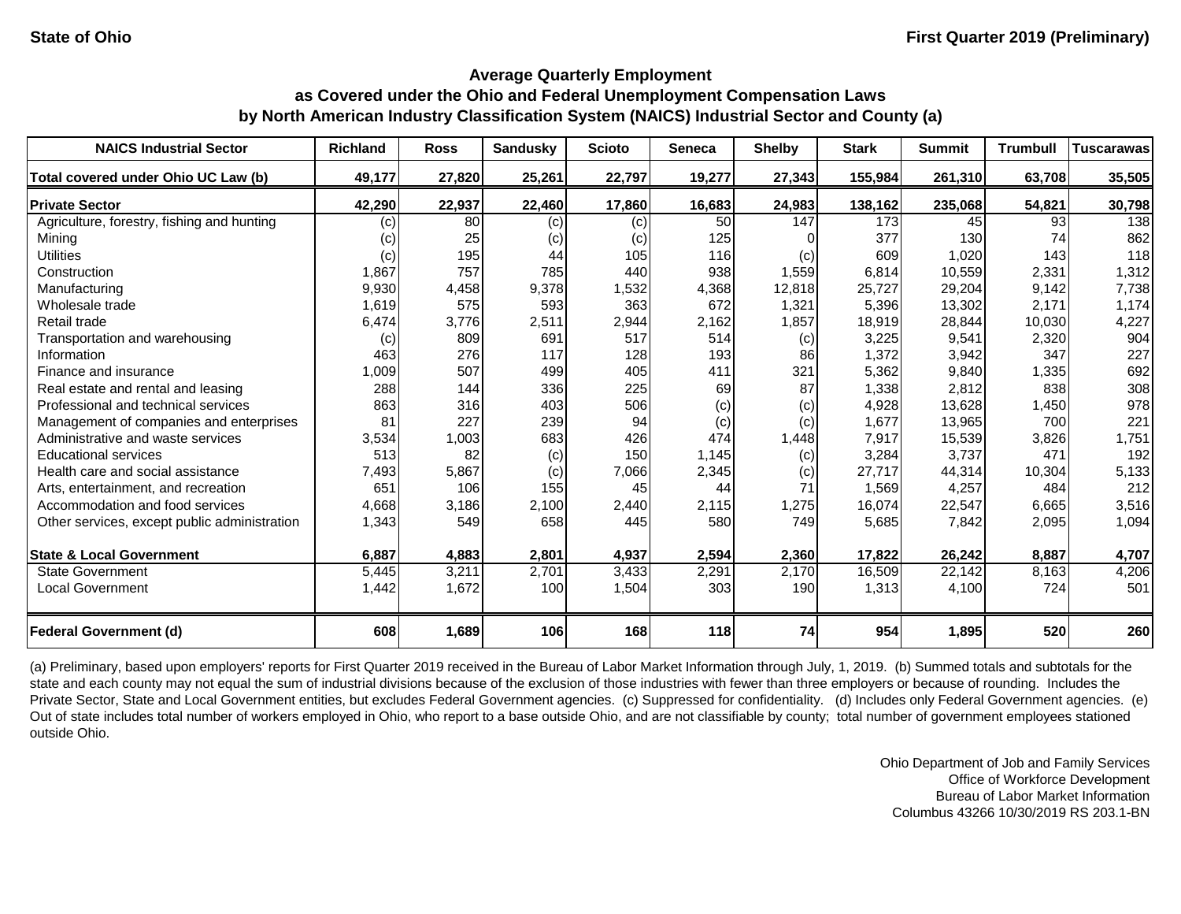State of Ohio

First Quarter 2019 (Preliminary)

## Average Quarterly Employment as Covered under the Ohio and Federal Unemployment Compensation Laws by North American Industry Classification System (NAICS) Industrial Sector and County (a)

| NAICS Industrial Sector | Richland | Ross | Sandusky | Scioto | Seneca | Shelby | Stark | Summit | Trumbull | Tuscarawas |
|---|---|---|---|---|---|---|---|---|---|---|
| **Total covered under Ohio UC Law (b)** | **49,177** | **27,820** | **25,261** | **22,797** | **19,277** | **27,343** | **155,984** | **261,310** | **63,708** | **35,505** |
| **Private Sector** | **42,290** | **22,937** | **22,460** | **17,860** | **16,683** | **24,983** | **138,162** | **235,068** | **54,821** | **30,798** |
| Agriculture, forestry, fishing and hunting | (c) | 80 | (c) | (c) | 50 | 147 | 173 | 45 | 93 | 138 |
| Mining | (c) | 25 | (c) | (c) | 125 | 0 | 377 | 130 | 74 | 862 |
| Utilities | (c) | 195 | 44 | 105 | 116 | (c) | 609 | 1,020 | 143 | 118 |
| Construction | 1,867 | 757 | 785 | 440 | 938 | 1,559 | 6,814 | 10,559 | 2,331 | 1,312 |
| Manufacturing | 9,930 | 4,458 | 9,378 | 1,532 | 4,368 | 12,818 | 25,727 | 29,204 | 9,142 | 7,738 |
| Wholesale trade | 1,619 | 575 | 593 | 363 | 672 | 1,321 | 5,396 | 13,302 | 2,171 | 1,174 |
| Retail trade | 6,474 | 3,776 | 2,511 | 2,944 | 2,162 | 1,857 | 18,919 | 28,844 | 10,030 | 4,227 |
| Transportation and warehousing | (c) | 809 | 691 | 517 | 514 | (c) | 3,225 | 9,541 | 2,320 | 904 |
| Information | 463 | 276 | 117 | 128 | 193 | 86 | 1,372 | 3,942 | 347 | 227 |
| Finance and insurance | 1,009 | 507 | 499 | 405 | 411 | 321 | 5,362 | 9,840 | 1,335 | 692 |
| Real estate and rental and leasing | 288 | 144 | 336 | 225 | 69 | 87 | 1,338 | 2,812 | 838 | 308 |
| Professional and technical services | 863 | 316 | 403 | 506 | (c) | (c) | 4,928 | 13,628 | 1,450 | 978 |
| Management of companies and enterprises | 81 | 227 | 239 | 94 | (c) | (c) | 1,677 | 13,965 | 700 | 221 |
| Administrative and waste services | 3,534 | 1,003 | 683 | 426 | 474 | 1,448 | 7,917 | 15,539 | 3,826 | 1,751 |
| Educational services | 513 | 82 | (c) | 150 | 1,145 | (c) | 3,284 | 3,737 | 471 | 192 |
| Health care and social assistance | 7,493 | 5,867 | (c) | 7,066 | 2,345 | (c) | 27,717 | 44,314 | 10,304 | 5,133 |
| Arts, entertainment, and recreation | 651 | 106 | 155 | 45 | 44 | 71 | 1,569 | 4,257 | 484 | 212 |
| Accommodation and food services | 4,668 | 3,186 | 2,100 | 2,440 | 2,115 | 1,275 | 16,074 | 22,547 | 6,665 | 3,516 |
| Other services, except public administration | 1,343 | 549 | 658 | 445 | 580 | 749 | 5,685 | 7,842 | 2,095 | 1,094 |
| **State & Local Government** | **6,887** | **4,883** | **2,801** | **4,937** | **2,594** | **2,360** | **17,822** | **26,242** | **8,887** | **4,707** |
| State Government | 5,445 | 3,211 | 2,701 | 3,433 | 2,291 | 2,170 | 16,509 | 22,142 | 8,163 | 4,206 |
| Local Government | 1,442 | 1,672 | 100 | 1,504 | 303 | 190 | 1,313 | 4,100 | 724 | 501 |
| **Federal Government (d)** | **608** | **1,689** | **106** | **168** | **118** | **74** | **954** | **1,895** | **520** | **260** |

(a) Preliminary, based upon employers' reports for First Quarter 2019 received in the Bureau of Labor Market Information through July, 1, 2019. (b) Summed totals and subtotals for the state and each county may not equal the sum of industrial divisions because of the exclusion of those industries with fewer than three employers or because of rounding. Includes the Private Sector, State and Local Government entities, but excludes Federal Government agencies. (c) Suppressed for confidentiality. (d) Includes only Federal Government agencies. (e) Out of state includes total number of workers employed in Ohio, who report to a base outside Ohio, and are not classifiable by county; total number of government employees stationed outside Ohio.

Ohio Department of Job and Family Services
Office of Workforce Development
Bureau of Labor Market Information
Columbus 43266 10/30/2019 RS 203.1-BN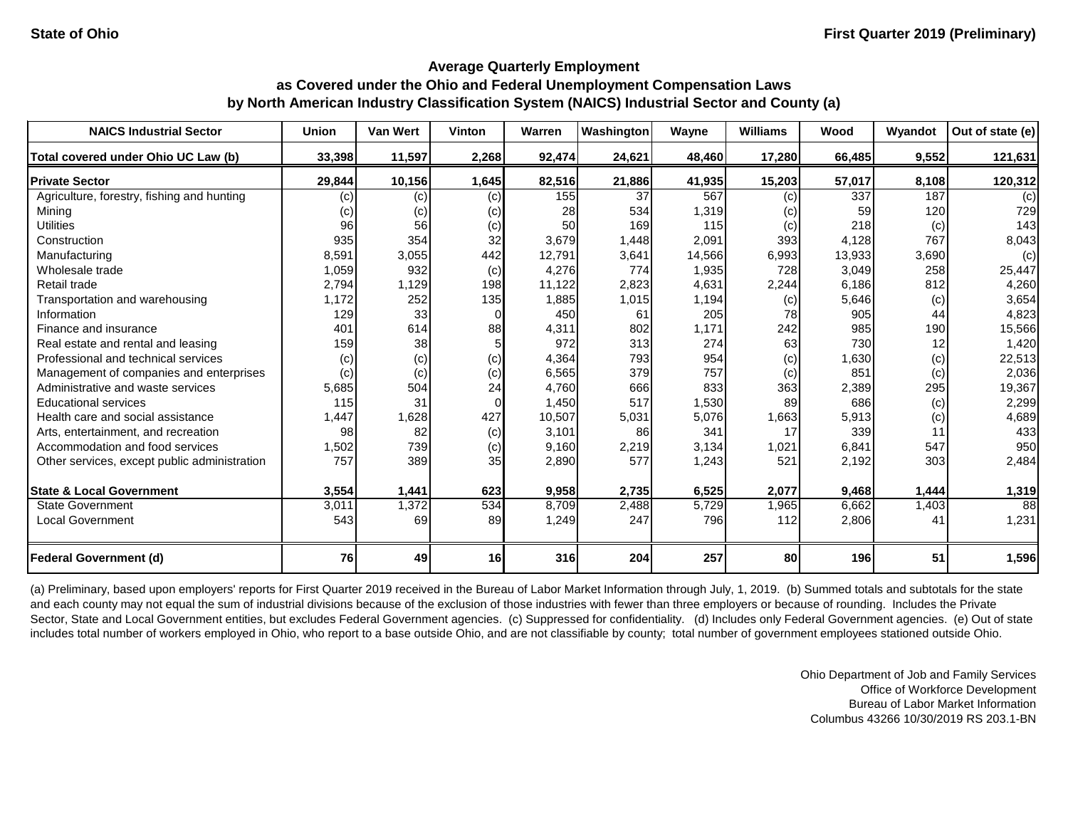State of Ohio

First Quarter 2019 (Preliminary)

## Average Quarterly Employment as Covered under the Ohio and Federal Unemployment Compensation Laws by North American Industry Classification System (NAICS) Industrial Sector and County (a)

| NAICS Industrial Sector | Union | Van Wert | Vinton | Warren | Washington | Wayne | Williams | Wood | Wyandot | Out of state (e) |
|---|---|---|---|---|---|---|---|---|---|---|
| **Total covered under Ohio UC Law (b)** | **33,398** | **11,597** | **2,268** | **92,474** | **24,621** | **48,460** | **17,280** | **66,485** | **9,552** | **121,631** |
| **Private Sector** | **29,844** | **10,156** | **1,645** | **82,516** | **21,886** | **41,935** | **15,203** | **57,017** | **8,108** | **120,312** |
| Agriculture, forestry, fishing and hunting | (c) | (c) | (c) | 155 | 37 | 567 | (c) | 337 | 187 | (c) |
| Mining | (c) | (c) | (c) | 28 | 534 | 1,319 | (c) | 59 | 120 | 729 |
| Utilities | 96 | 56 | (c) | 50 | 169 | 115 | (c) | 218 | (c) | 143 |
| Construction | 935 | 354 | 32 | 3,679 | 1,448 | 2,091 | 393 | 4,128 | 767 | 8,043 |
| Manufacturing | 8,591 | 3,055 | 442 | 12,791 | 3,641 | 14,566 | 6,993 | 13,933 | 3,690 | (c) |
| Wholesale trade | 1,059 | 932 | (c) | 4,276 | 774 | 1,935 | 728 | 3,049 | 258 | 25,447 |
| Retail trade | 2,794 | 1,129 | 198 | 11,122 | 2,823 | 4,631 | 2,244 | 6,186 | 812 | 4,260 |
| Transportation and warehousing | 1,172 | 252 | 135 | 1,885 | 1,015 | 1,194 | (c) | 5,646 | (c) | 3,654 |
| Information | 129 | 33 | 0 | 450 | 61 | 205 | 78 | 905 | 44 | 4,823 |
| Finance and insurance | 401 | 614 | 88 | 4,311 | 802 | 1,171 | 242 | 985 | 190 | 15,566 |
| Real estate and rental and leasing | 159 | 38 | 5 | 972 | 313 | 274 | 63 | 730 | 12 | 1,420 |
| Professional and technical services | (c) | (c) | (c) | 4,364 | 793 | 954 | (c) | 1,630 | (c) | 22,513 |
| Management of companies and enterprises | (c) | (c) | (c) | 6,565 | 379 | 757 | (c) | 851 | (c) | 2,036 |
| Administrative and waste services | 5,685 | 504 | 24 | 4,760 | 666 | 833 | 363 | 2,389 | 295 | 19,367 |
| Educational services | 115 | 31 | 0 | 1,450 | 517 | 1,530 | 89 | 686 | (c) | 2,299 |
| Health care and social assistance | 1,447 | 1,628 | 427 | 10,507 | 5,031 | 5,076 | 1,663 | 5,913 | (c) | 4,689 |
| Arts, entertainment, and recreation | 98 | 82 | (c) | 3,101 | 86 | 341 | 17 | 339 | 11 | 433 |
| Accommodation and food services | 1,502 | 739 | (c) | 9,160 | 2,219 | 3,134 | 1,021 | 6,841 | 547 | 950 |
| Other services, except public administration | 757 | 389 | 35 | 2,890 | 577 | 1,243 | 521 | 2,192 | 303 | 2,484 |
| **State & Local Government** | **3,554** | **1,441** | **623** | **9,958** | **2,735** | **6,525** | **2,077** | **9,468** | **1,444** | **1,319** |
| State Government | 3,011 | 1,372 | 534 | 8,709 | 2,488 | 5,729 | 1,965 | 6,662 | 1,403 | 88 |
| Local Government | 543 | 69 | 89 | 1,249 | 247 | 796 | 112 | 2,806 | 41 | 1,231 |
| **Federal Government (d)** | **76** | **49** | **16** | **316** | **204** | **257** | **80** | **196** | **51** | **1,596** |

(a) Preliminary, based upon employers' reports for First Quarter 2019 received in the Bureau of Labor Market Information through July, 1, 2019. (b) Summed totals and subtotals for the state and each county may not equal the sum of industrial divisions because of the exclusion of those industries with fewer than three employers or because of rounding. Includes the Private Sector, State and Local Government entities, but excludes Federal Government agencies. (c) Suppressed for confidentiality. (d) Includes only Federal Government agencies. (e) Out of state includes total number of workers employed in Ohio, who report to a base outside Ohio, and are not classifiable by county; total number of government employees stationed outside Ohio.

Ohio Department of Job and Family Services
Office of Workforce Development
Bureau of Labor Market Information
Columbus 43266 10/30/2019 RS 203.1-BN